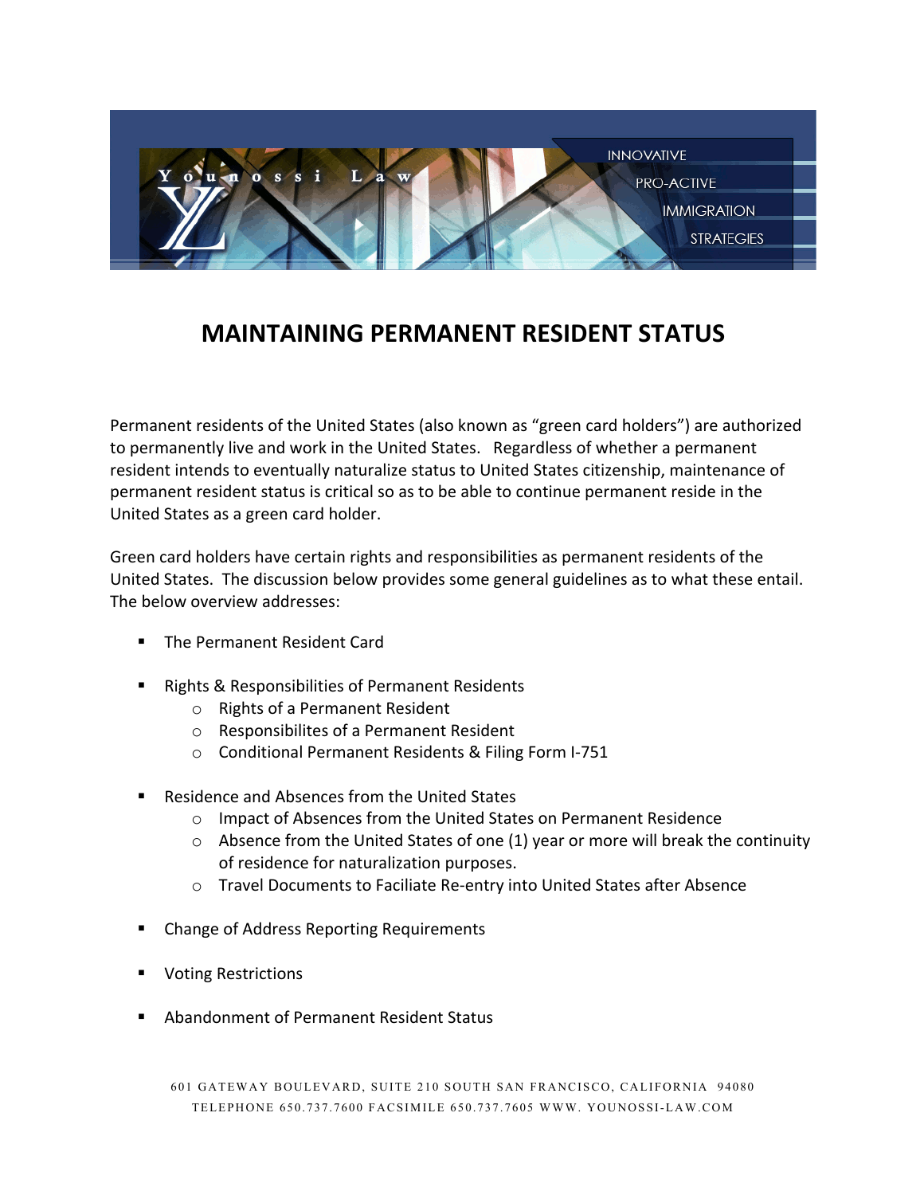# MAINTAINING PERMANENT RESIDENT STATUS

Permanent residents of the United States (also known as "green card holders") are authorized to permanently live and work in the United States. Regardless of whether a permanent resident intends to eventually naturalize status to United States citizenship, maintenance of permanent resident status is critical so as to be able to continue permanent reside in the United States as a green card holder.

Green card holders have certain rights and responsibilities as permanent residents of the United States. The discussion below provides some general guidelines as to what these entail. The below overview addresses:

- The Permanent Resident Card
- Rights & Responsibilities of Permanent Residents
  - Rights of a Permanent Resident
  - Responsibilites of a Permanent Resident
  - Conditional Permanent Residents & Filing Form I-751
- Residence and Absences from the United States
  - Impact of Absences from the United States on Permanent Residence
  - Absence from the United States of one (1) year or more will break the continuity of residence for naturalization purposes.
  - Travel Documents to Faciliate Re-entry into United States after Absence
- Change of Address Reporting Requirements
- Voting Restrictions
- Abandonment of Permanent Resident Status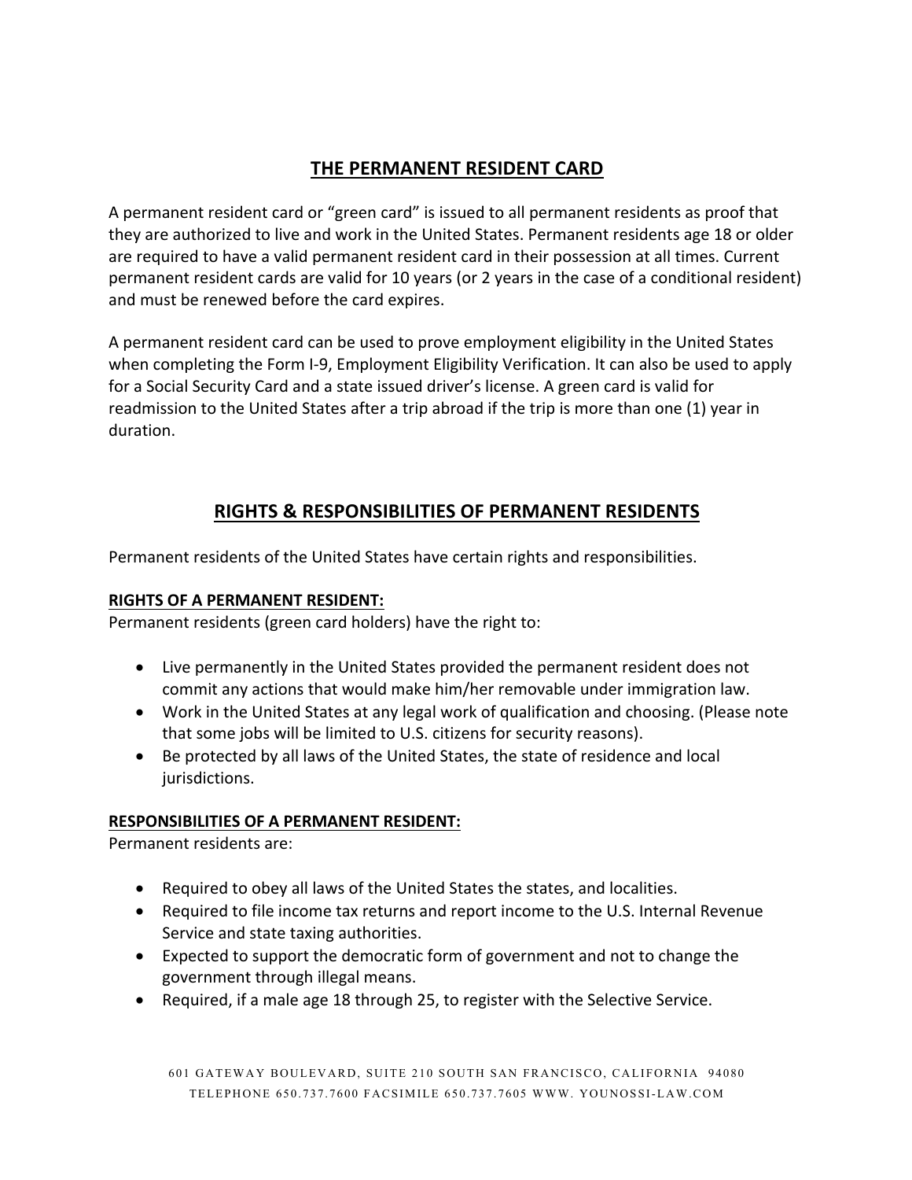## THE PERMANENT RESIDENT CARD

A permanent resident card or "green card" is issued to all permanent residents as proof that they are authorized to live and work in the United States. Permanent residents age 18 or older are required to have a valid permanent resident card in their possession at all times. Current permanent resident cards are valid for 10 years (or 2 years in the case of a conditional resident) and must be renewed before the card expires.

A permanent resident card can be used to prove employment eligibility in the United States when completing the Form I-9, Employment Eligibility Verification. It can also be used to apply for a Social Security Card and a state issued driver's license. A green card is valid for readmission to the United States after a trip abroad if the trip is more than one (1) year in duration.

## RIGHTS & RESPONSIBILITIES OF PERMANENT RESIDENTS

Permanent residents of the United States have certain rights and responsibilities.

**RIGHTS OF A PERMANENT RESIDENT:**

Permanent residents (green card holders) have the right to:

- Live permanently in the United States provided the permanent resident does not commit any actions that would make him/her removable under immigration law.
- Work in the United States at any legal work of qualification and choosing. (Please note that some jobs will be limited to U.S. citizens for security reasons).
- Be protected by all laws of the United States, the state of residence and local jurisdictions.

**RESPONSIBILITIES OF A PERMANENT RESIDENT:**

Permanent residents are:

- Required to obey all laws of the United States the states, and localities.
- Required to file income tax returns and report income to the U.S. Internal Revenue Service and state taxing authorities.
- Expected to support the democratic form of government and not to change the government through illegal means.
- Required, if a male age 18 through 25, to register with the Selective Service.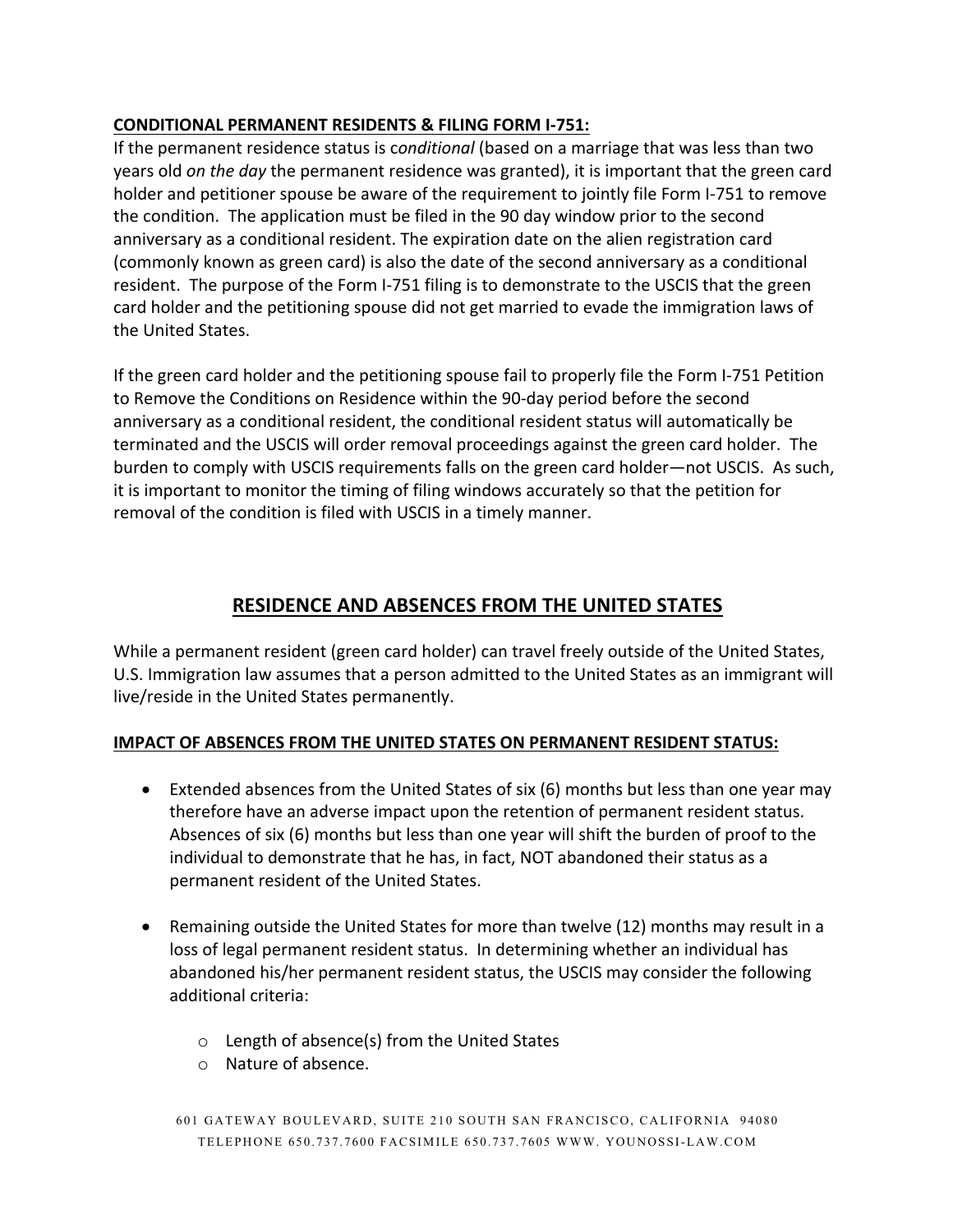**CONDITIONAL PERMANENT RESIDENTS & FILING FORM I-751:**

If the permanent residence status is c*onditional* (based on a marriage that was less than two years old *on the day* the permanent residence was granted), it is important that the green card holder and petitioner spouse be aware of the requirement to jointly file Form I-751 to remove the condition. The application must be filed in the 90 day window prior to the second anniversary as a conditional resident. The expiration date on the alien registration card (commonly known as green card) is also the date of the second anniversary as a conditional resident. The purpose of the Form I-751 filing is to demonstrate to the USCIS that the green card holder and the petitioning spouse did not get married to evade the immigration laws of the United States.

If the green card holder and the petitioning spouse fail to properly file the Form I-751 Petition to Remove the Conditions on Residence within the 90-day period before the second anniversary as a conditional resident, the conditional resident status will automatically be terminated and the USCIS will order removal proceedings against the green card holder. The burden to comply with USCIS requirements falls on the green card holder—not USCIS. As such, it is important to monitor the timing of filing windows accurately so that the petition for removal of the condition is filed with USCIS in a timely manner.

## RESIDENCE AND ABSENCES FROM THE UNITED STATES

While a permanent resident (green card holder) can travel freely outside of the United States, U.S. Immigration law assumes that a person admitted to the United States as an immigrant will live/reside in the United States permanently.

**IMPACT OF ABSENCES FROM THE UNITED STATES ON PERMANENT RESIDENT STATUS:**

- Extended absences from the United States of six (6) months but less than one year may therefore have an adverse impact upon the retention of permanent resident status. Absences of six (6) months but less than one year will shift the burden of proof to the individual to demonstrate that he has, in fact, NOT abandoned their status as a permanent resident of the United States.

- Remaining outside the United States for more than twelve (12) months may result in a loss of legal permanent resident status. In determining whether an individual has abandoned his/her permanent resident status, the USCIS may consider the following additional criteria:
    - Length of absence(s) from the United States
    - Nature of absence.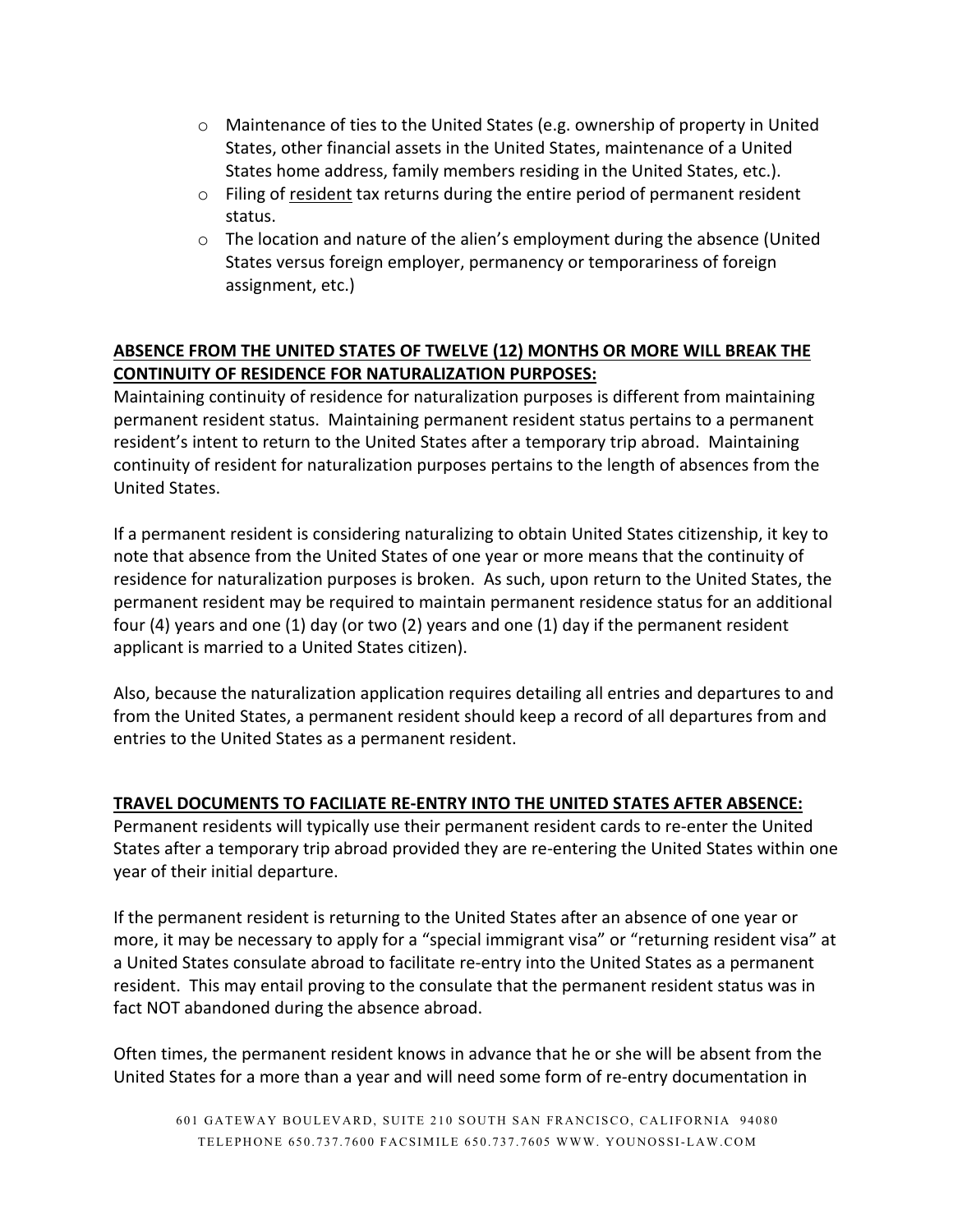- Maintenance of ties to the United States (e.g. ownership of property in United States, other financial assets in the United States, maintenance of a United States home address, family members residing in the United States, etc.).
- Filing of <u>resident</u> tax returns during the entire period of permanent resident status.
- The location and nature of the alien's employment during the absence (United States versus foreign employer, permanency or temporariness of foreign assignment, etc.)

**<u>ABSENCE FROM THE UNITED STATES OF TWELVE (12) MONTHS OR MORE WILL BREAK THE CONTINUITY OF RESIDENCE FOR NATURALIZATION PURPOSES:</u>**

Maintaining continuity of residence for naturalization purposes is different from maintaining permanent resident status. Maintaining permanent resident status pertains to a permanent resident's intent to return to the United States after a temporary trip abroad. Maintaining continuity of resident for naturalization purposes pertains to the length of absences from the United States.

If a permanent resident is considering naturalizing to obtain United States citizenship, it key to note that absence from the United States of one year or more means that the continuity of residence for naturalization purposes is broken. As such, upon return to the United States, the permanent resident may be required to maintain permanent residence status for an additional four (4) years and one (1) day (or two (2) years and one (1) day if the permanent resident applicant is married to a United States citizen).

Also, because the naturalization application requires detailing all entries and departures to and from the United States, a permanent resident should keep a record of all departures from and entries to the United States as a permanent resident.

**<u>TRAVEL DOCUMENTS TO FACILIATE RE-ENTRY INTO THE UNITED STATES AFTER ABSENCE:</u>**

Permanent residents will typically use their permanent resident cards to re-enter the United States after a temporary trip abroad provided they are re-entering the United States within one year of their initial departure.

If the permanent resident is returning to the United States after an absence of one year or more, it may be necessary to apply for a "special immigrant visa" or "returning resident visa" at a United States consulate abroad to facilitate re-entry into the United States as a permanent resident. This may entail proving to the consulate that the permanent resident status was in fact NOT abandoned during the absence abroad.

Often times, the permanent resident knows in advance that he or she will be absent from the United States for a more than a year and will need some form of re-entry documentation in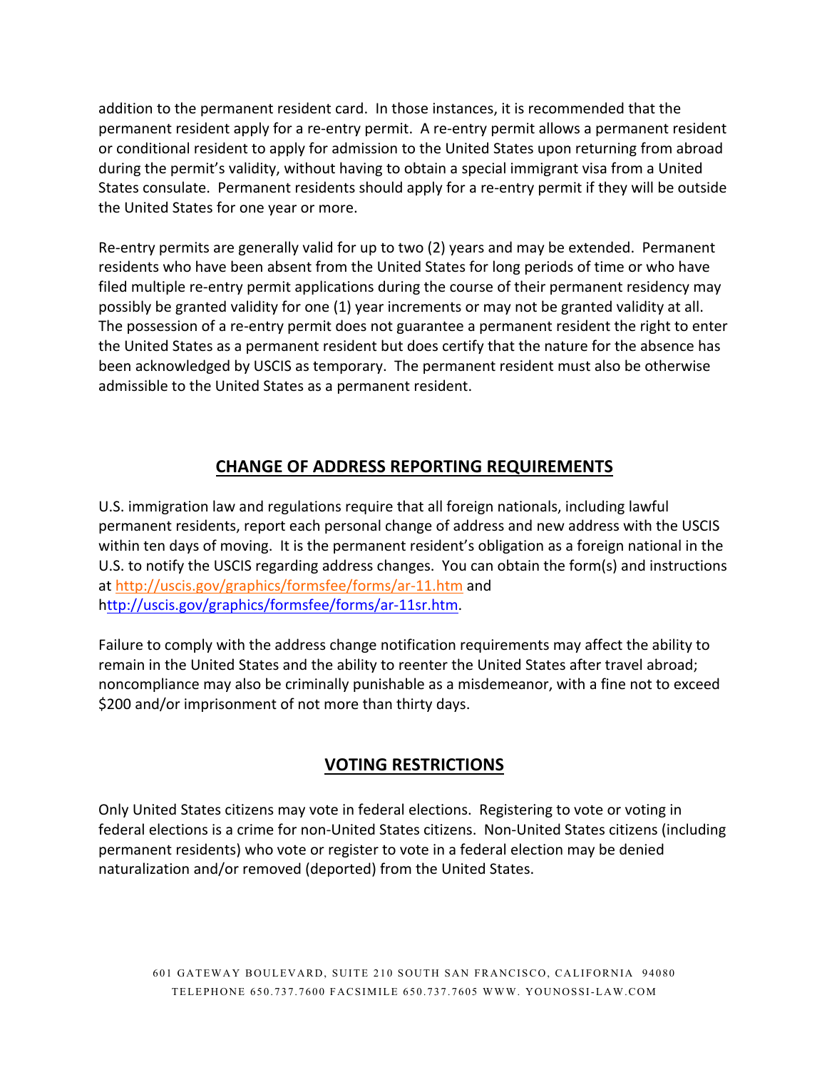addition to the permanent resident card. In those instances, it is recommended that the permanent resident apply for a re-entry permit. A re-entry permit allows a permanent resident or conditional resident to apply for admission to the United States upon returning from abroad during the permit's validity, without having to obtain a special immigrant visa from a United States consulate. Permanent residents should apply for a re-entry permit if they will be outside the United States for one year or more.

Re-entry permits are generally valid for up to two (2) years and may be extended. Permanent residents who have been absent from the United States for long periods of time or who have filed multiple re-entry permit applications during the course of their permanent residency may possibly be granted validity for one (1) year increments or may not be granted validity at all. The possession of a re-entry permit does not guarantee a permanent resident the right to enter the United States as a permanent resident but does certify that the nature for the absence has been acknowledged by USCIS as temporary. The permanent resident must also be otherwise admissible to the United States as a permanent resident.

## CHANGE OF ADDRESS REPORTING REQUIREMENTS

U.S. immigration law and regulations require that all foreign nationals, including lawful permanent residents, report each personal change of address and new address with the USCIS within ten days of moving. It is the permanent resident's obligation as a foreign national in the U.S. to notify the USCIS regarding address changes. You can obtain the form(s) and instructions at http://uscis.gov/graphics/formsfee/forms/ar-11.htm and http://uscis.gov/graphics/formsfee/forms/ar-11sr.htm.

Failure to comply with the address change notification requirements may affect the ability to remain in the United States and the ability to reenter the United States after travel abroad; noncompliance may also be criminally punishable as a misdemeanor, with a fine not to exceed $200 and/or imprisonment of not more than thirty days.

## VOTING RESTRICTIONS

Only United States citizens may vote in federal elections. Registering to vote or voting in federal elections is a crime for non-United States citizens. Non-United States citizens (including permanent residents) who vote or register to vote in a federal election may be denied naturalization and/or removed (deported) from the United States.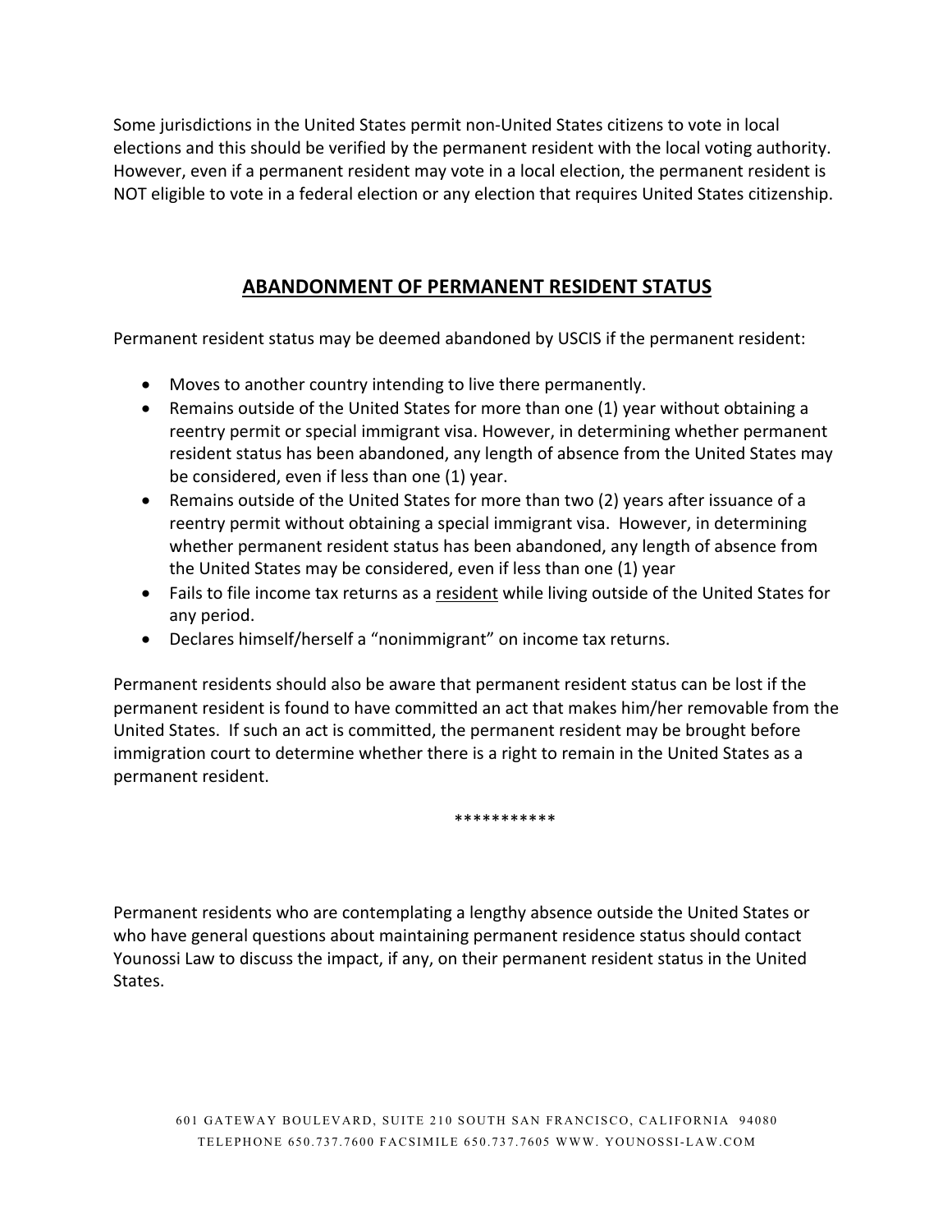Some jurisdictions in the United States permit non-United States citizens to vote in local elections and this should be verified by the permanent resident with the local voting authority. However, even if a permanent resident may vote in a local election, the permanent resident is NOT eligible to vote in a federal election or any election that requires United States citizenship.

## ABANDONMENT OF PERMANENT RESIDENT STATUS

Permanent resident status may be deemed abandoned by USCIS if the permanent resident:

- Moves to another country intending to live there permanently.
- Remains outside of the United States for more than one (1) year without obtaining a reentry permit or special immigrant visa. However, in determining whether permanent resident status has been abandoned, any length of absence from the United States may be considered, even if less than one (1) year.
- Remains outside of the United States for more than two (2) years after issuance of a reentry permit without obtaining a special immigrant visa. However, in determining whether permanent resident status has been abandoned, any length of absence from the United States may be considered, even if less than one (1) year
- Fails to file income tax returns as a <u>resident</u> while living outside of the United States for any period.
- Declares himself/herself a "nonimmigrant" on income tax returns.

Permanent residents should also be aware that permanent resident status can be lost if the permanent resident is found to have committed an act that makes him/her removable from the United States. If such an act is committed, the permanent resident may be brought before immigration court to determine whether there is a right to remain in the United States as a permanent resident.

***********

Permanent residents who are contemplating a lengthy absence outside the United States or who have general questions about maintaining permanent residence status should contact Younossi Law to discuss the impact, if any, on their permanent resident status in the United States.

601 GATEWAY BOULEVARD, SUITE 210 SOUTH SAN FRANCISCO, CALIFORNIA 94080
TELEPHONE 650.737.7600 FACSIMILE 650.737.7605 WWW. YOUNOSSI-LAW.COM